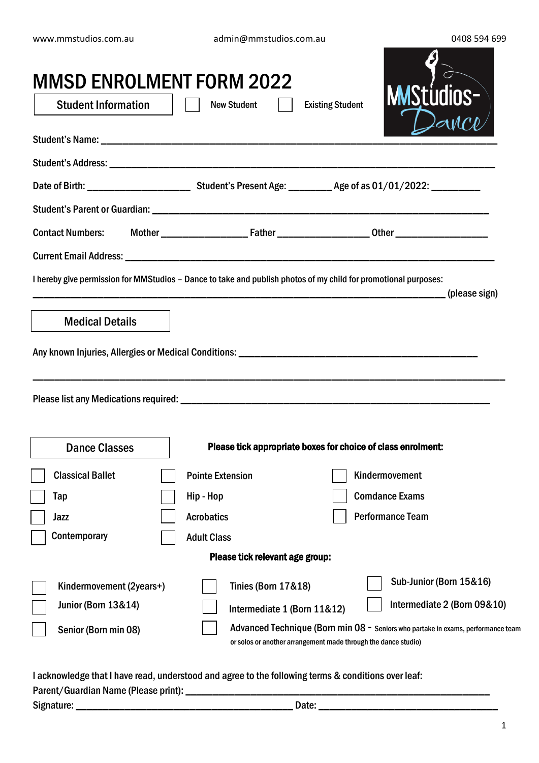www.mmstudios.com.au admin@mmstudios.com.au 0408 594 699

# MMSD ENROLMENT FORM 2022

MMStudios-Dance

**Student Information** ☐ New Student ☐ Existing Student

Student's Name: ______________________________________________________________

Student's Address: ____________________________________________________________

Date of Birth: __________________ Student's Present Age: ________ Age of as 01/01/2022: _________

Student's Parent or Guardian: ____________________________________________________

Contact Numbers: Mother _______________ Father ________________ Other ________________

Current Email Address: _________________________________________________________

I hereby give permission for MMStudios – Dance to take and publish photos of my child for promotional purposes:

______________________________________________________________ (please sign)

**Medical Details**

Any known Injuries, Allergies or Medical Conditions: _____________________________________

______________________________________________________________________________

Please list any Medications required: ______________________________________________

**Dance Classes**

**Please tick appropriate boxes for choice of class enrolment:**

☐ Classical Ballet ☐ Pointe Extension ☐ Kindermovement

☐ Tap ☐ Hip - Hop ☐ Comdance Exams

☐ Jazz ☐ Acrobatics ☐ Performance Team

☐ Contemporary ☐ Adult Class

**Please tick relevant age group:**

☐ Kindermovement (2years+) ☐ Tinies (Born 17&18) ☐ Sub-Junior (Born 15&16)

☐ Junior (Born 13&14) ☐ Intermediate 1 (Born 11&12) ☐ Intermediate 2 (Born 09&10)

☐ Senior (Born min 08) ☐ Advanced Technique (Born min 08 - Seniors who partake in exams, performance team or solos or another arrangement made through the dance studio)

I acknowledge that I have read, understood and agree to the following terms & conditions over leaf:

Parent/Guardian Name (Please print): _______________________________________________

Signature: ________________________________ Date: __________________________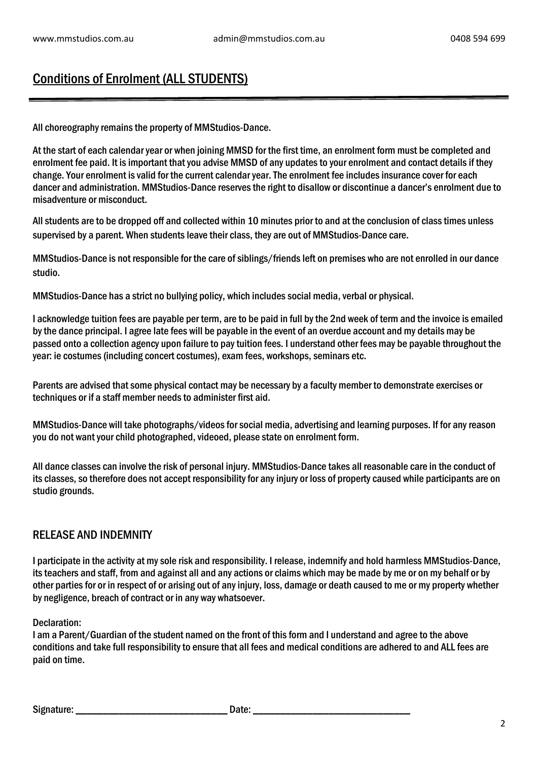## Conditions of Enrolment (ALL STUDENTS)

All choreography remains the property of MMStudios-Dance.

At the start of each calendar year or when joining MMSD for the first time, an enrolment form must be completed and enrolment fee paid. It is important that you advise MMSD of any updates to your enrolment and contact details if they change. Your enrolment is valid for the current calendar year. The enrolment fee includes insurance cover for each dancer and administration. MMStudios-Dance reserves the right to disallow or discontinue a dancer's enrolment due to misadventure or misconduct.

All students are to be dropped off and collected within 10 minutes prior to and at the conclusion of class times unless supervised by a parent. When students leave their class, they are out of MMStudios-Dance care.

MMStudios-Dance is not responsible for the care of siblings/friends left on premises who are not enrolled in our dance studio.

MMStudios-Dance has a strict no bullying policy, which includes social media, verbal or physical.

I acknowledge tuition fees are payable per term, are to be paid in full by the 2nd week of term and the invoice is emailed by the dance principal. I agree late fees will be payable in the event of an overdue account and my details may be passed onto a collection agency upon failure to pay tuition fees. I understand other fees may be payable throughout the year: ie costumes (including concert costumes), exam fees, workshops, seminars etc.

Parents are advised that some physical contact may be necessary by a faculty member to demonstrate exercises or techniques or if a staff member needs to administer first aid.

MMStudios-Dance will take photographs/videos for social media, advertising and learning purposes. If for any reason you do not want your child photographed, videoed, please state on enrolment form.

All dance classes can involve the risk of personal injury. MMStudios-Dance takes all reasonable care in the conduct of its classes, so therefore does not accept responsibility for any injury or loss of property caused while participants are on studio grounds.

### RELEASE AND INDEMNITY

I participate in the activity at my sole risk and responsibility. I release, indemnify and hold harmless MMStudios-Dance, its teachers and staff, from and against all and any actions or claims which may be made by me or on my behalf or by other parties for or in respect of or arising out of any injury, loss, damage or death caused to me or my property whether by negligence, breach of contract or in any way whatsoever.

Declaration:
I am a Parent/Guardian of the student named on the front of this form and I understand and agree to the above conditions and take full responsibility to ensure that all fees and medical conditions are adhered to and ALL fees are paid on time.

Signature: ______________________________ Date: ______________________________